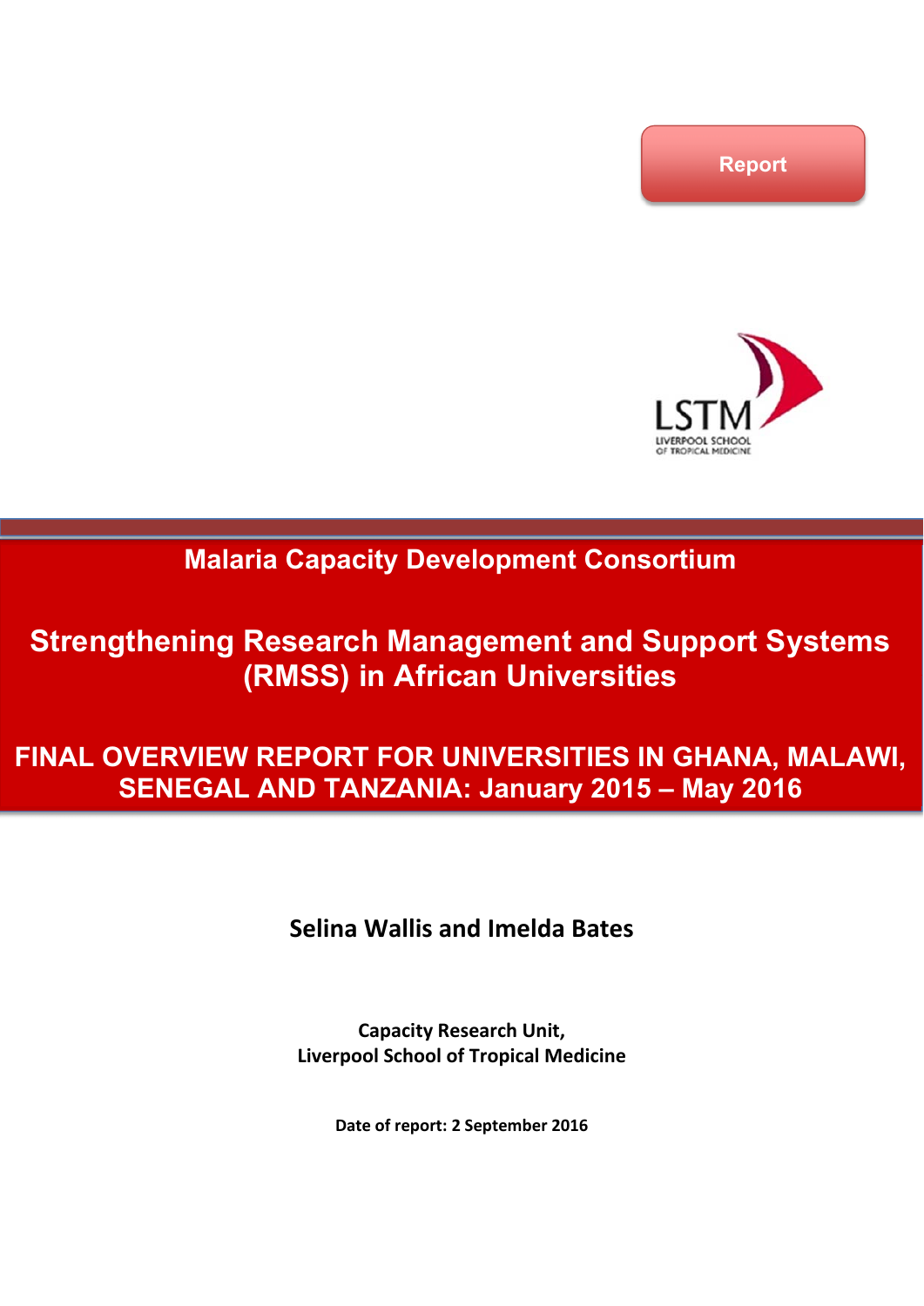Report

LSTM
LIVERPOOL SCHOOL OF TROPICAL MEDICINE

# Malaria Capacity Development Consortium

# Strengthening Research Management and Support Systems (RMSS) in African Universities

## FINAL OVERVIEW REPORT FOR UNIVERSITIES IN GHANA, MALAWI, SENEGAL AND TANZANIA: January 2015 – May 2016

**Selina Wallis and Imelda Bates**

**Capacity Research Unit,**
**Liverpool School of Tropical Medicine**

**Date of report: 2 September 2016**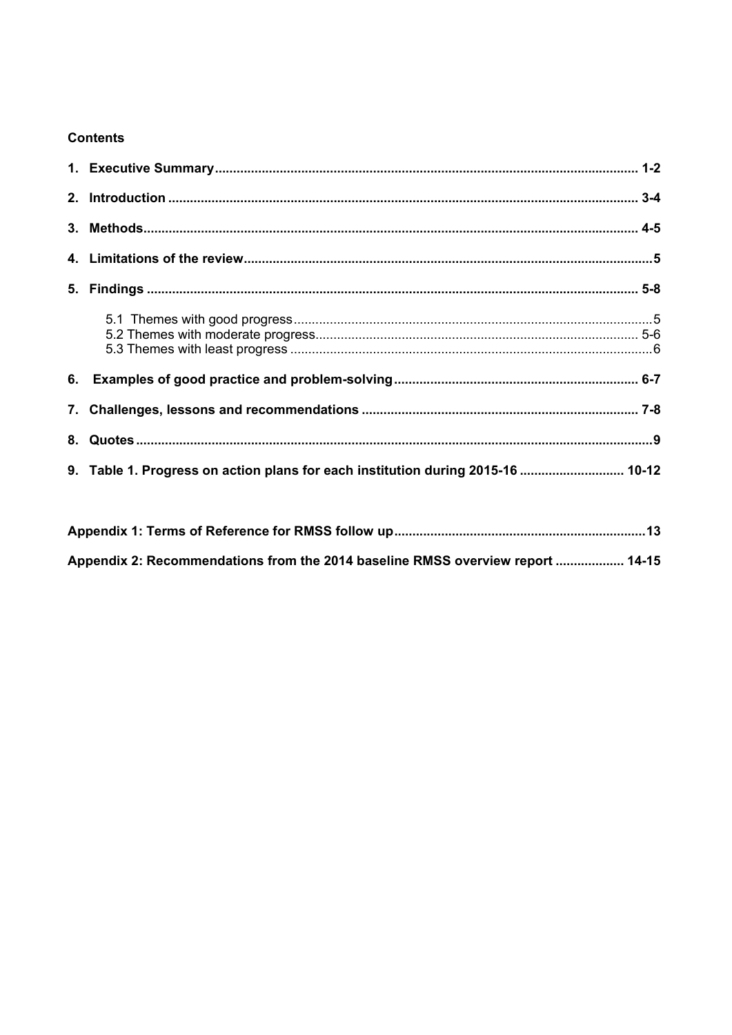**Contents**

1. **Executive Summary** ........................................................................................................ 1-2
2. **Introduction** ................................................................................................................. 3-4
3. **Methods** ....................................................................................................................... 4-5
4. **Limitations of the review** ................................................................................................ 5
5. **Findings** ....................................................................................................................... 5-8
   - 5.1 Themes with good progress ......................................................................................... 5
   - 5.2 Themes with moderate progress ................................................................................ 5-6
   - 5.3 Themes with least progress .......................................................................................... 6
6. **Examples of good practice and problem-solving** ......................................................... 6-7
7. **Challenges, lessons and recommendations** ............................................................... 7-8
8. **Quotes** ................................................................................................................................ 9
9. **Table 1. Progress on action plans for each institution during 2015-16** ........................ 10-12

**Appendix 1: Terms of Reference for RMSS follow up** ........................................................ 13

**Appendix 2: Recommendations from the 2014 baseline RMSS overview report** ............ 14-15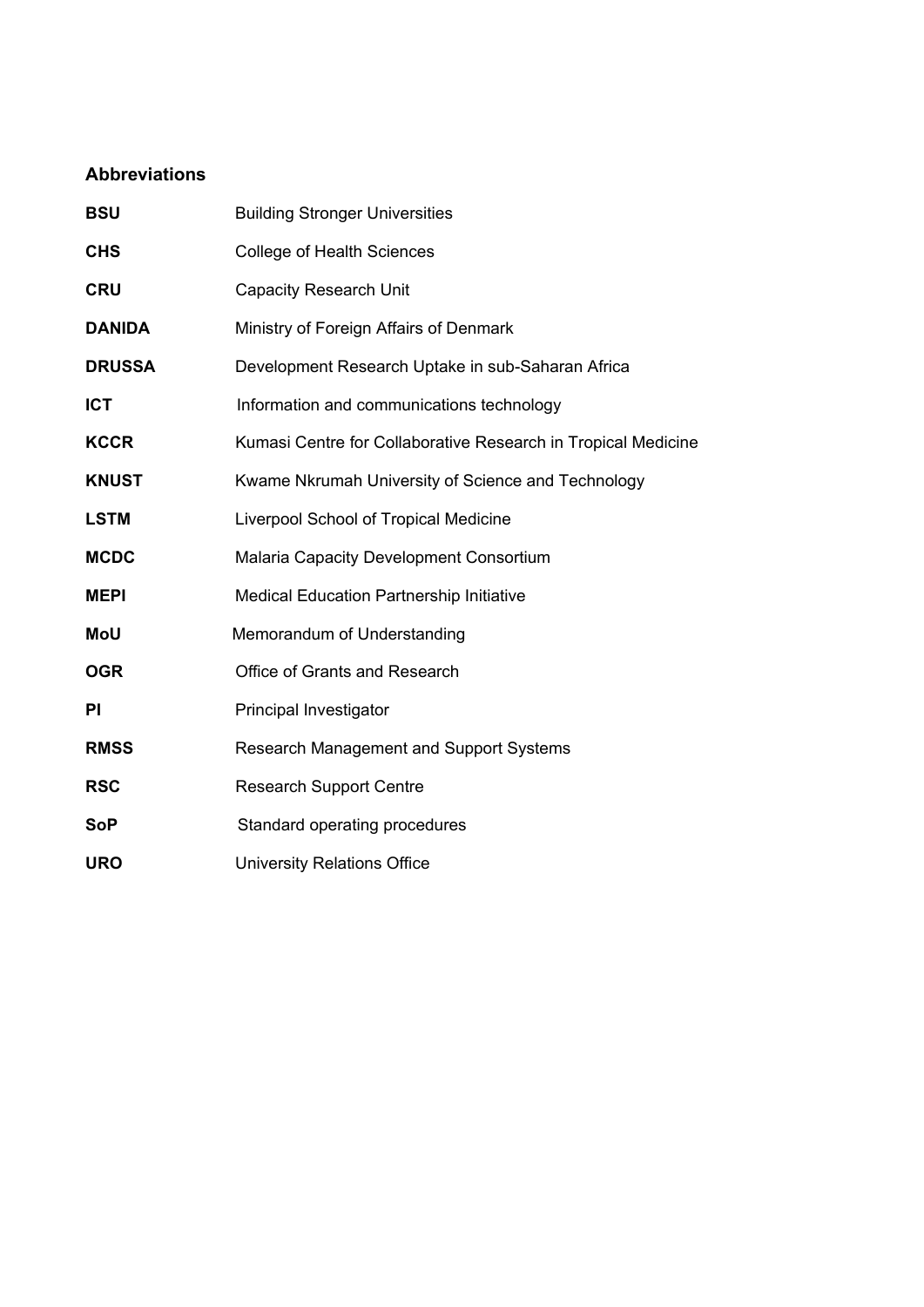## Abbreviations

| | |
|---|---|
| **BSU** | Building Stronger Universities |
| **CHS** | College of Health Sciences |
| **CRU** | Capacity Research Unit |
| **DANIDA** | Ministry of Foreign Affairs of Denmark |
| **DRUSSA** | Development Research Uptake in sub-Saharan Africa |
| **ICT** | Information and communications technology |
| **KCCR** | Kumasi Centre for Collaborative Research in Tropical Medicine |
| **KNUST** | Kwame Nkrumah University of Science and Technology |
| **LSTM** | Liverpool School of Tropical Medicine |
| **MCDC** | Malaria Capacity Development Consortium |
| **MEPI** | Medical Education Partnership Initiative |
| **MoU** | Memorandum of Understanding |
| **OGR** | Office of Grants and Research |
| **PI** | Principal Investigator |
| **RMSS** | Research Management and Support Systems |
| **RSC** | Research Support Centre |
| **SoP** | Standard operating procedures |
| **URO** | University Relations Office |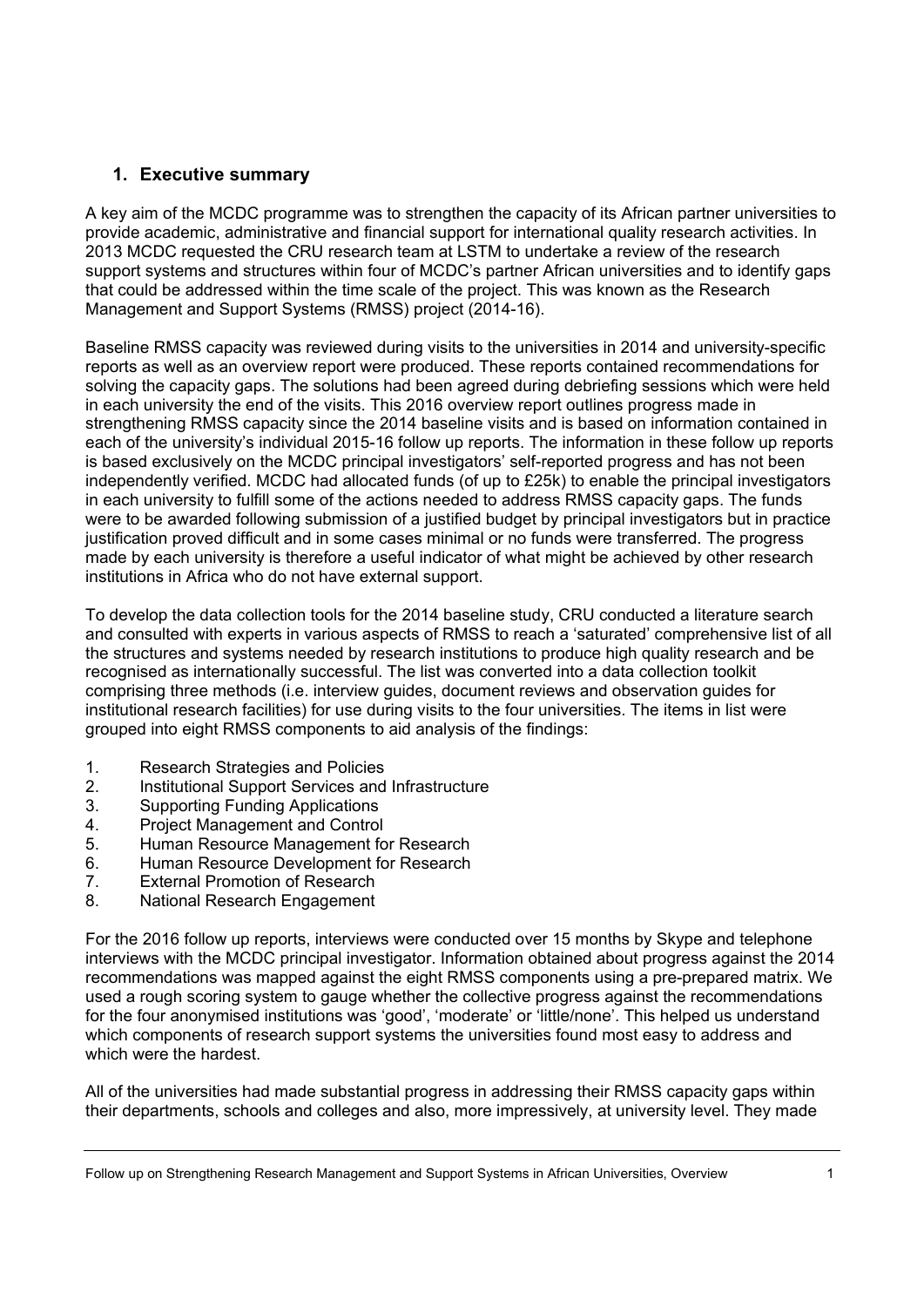## 1. Executive summary

A key aim of the MCDC programme was to strengthen the capacity of its African partner universities to provide academic, administrative and financial support for international quality research activities. In 2013 MCDC requested the CRU research team at LSTM to undertake a review of the research support systems and structures within four of MCDC's partner African universities and to identify gaps that could be addressed within the time scale of the project. This was known as the Research Management and Support Systems (RMSS) project (2014-16).

Baseline RMSS capacity was reviewed during visits to the universities in 2014 and university-specific reports as well as an overview report were produced. These reports contained recommendations for solving the capacity gaps. The solutions had been agreed during debriefing sessions which were held in each university the end of the visits. This 2016 overview report outlines progress made in strengthening RMSS capacity since the 2014 baseline visits and is based on information contained in each of the university's individual 2015-16 follow up reports. The information in these follow up reports is based exclusively on the MCDC principal investigators' self-reported progress and has not been independently verified. MCDC had allocated funds (of up to £25k) to enable the principal investigators in each university to fulfill some of the actions needed to address RMSS capacity gaps. The funds were to be awarded following submission of a justified budget by principal investigators but in practice justification proved difficult and in some cases minimal or no funds were transferred. The progress made by each university is therefore a useful indicator of what might be achieved by other research institutions in Africa who do not have external support.

To develop the data collection tools for the 2014 baseline study, CRU conducted a literature search and consulted with experts in various aspects of RMSS to reach a 'saturated' comprehensive list of all the structures and systems needed by research institutions to produce high quality research and be recognised as internationally successful. The list was converted into a data collection toolkit comprising three methods (i.e. interview guides, document reviews and observation guides for institutional research facilities) for use during visits to the four universities. The items in list were grouped into eight RMSS components to aid analysis of the findings:

1. Research Strategies and Policies
2. Institutional Support Services and Infrastructure
3. Supporting Funding Applications
4. Project Management and Control
5. Human Resource Management for Research
6. Human Resource Development for Research
7. External Promotion of Research
8. National Research Engagement

For the 2016 follow up reports, interviews were conducted over 15 months by Skype and telephone interviews with the MCDC principal investigator. Information obtained about progress against the 2014 recommendations was mapped against the eight RMSS components using a pre-prepared matrix. We used a rough scoring system to gauge whether the collective progress against the recommendations for the four anonymised institutions was 'good', 'moderate' or 'little/none'. This helped us understand which components of research support systems the universities found most easy to address and which were the hardest.

All of the universities had made substantial progress in addressing their RMSS capacity gaps within their departments, schools and colleges and also, more impressively, at university level. They made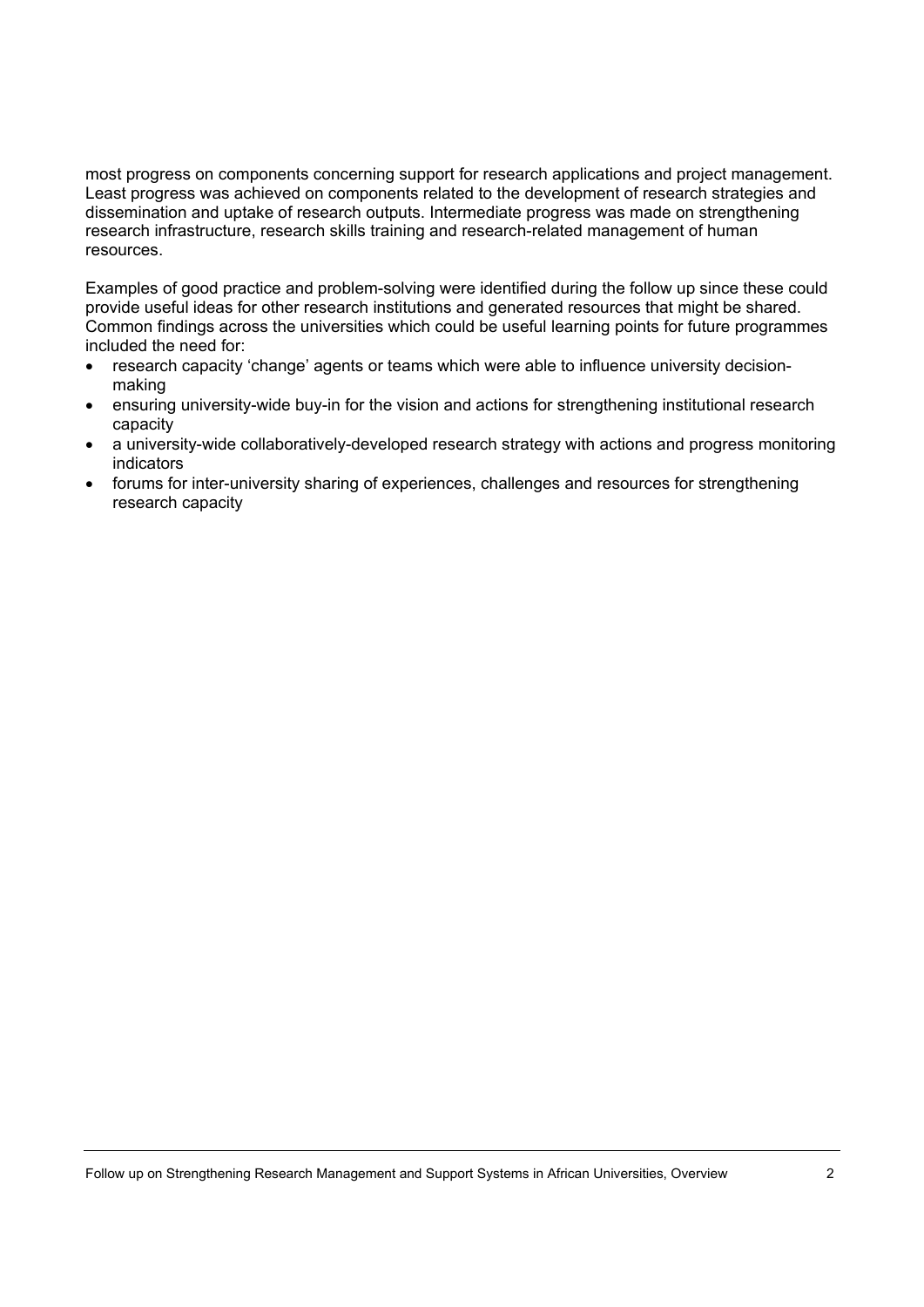most progress on components concerning support for research applications and project management. Least progress was achieved on components related to the development of research strategies and dissemination and uptake of research outputs. Intermediate progress was made on strengthening research infrastructure, research skills training and research-related management of human resources.

Examples of good practice and problem-solving were identified during the follow up since these could provide useful ideas for other research institutions and generated resources that might be shared. Common findings across the universities which could be useful learning points for future programmes included the need for:

- research capacity 'change' agents or teams which were able to influence university decision-making
- ensuring university-wide buy-in for the vision and actions for strengthening institutional research capacity
- a university-wide collaboratively-developed research strategy with actions and progress monitoring indicators
- forums for inter-university sharing of experiences, challenges and resources for strengthening research capacity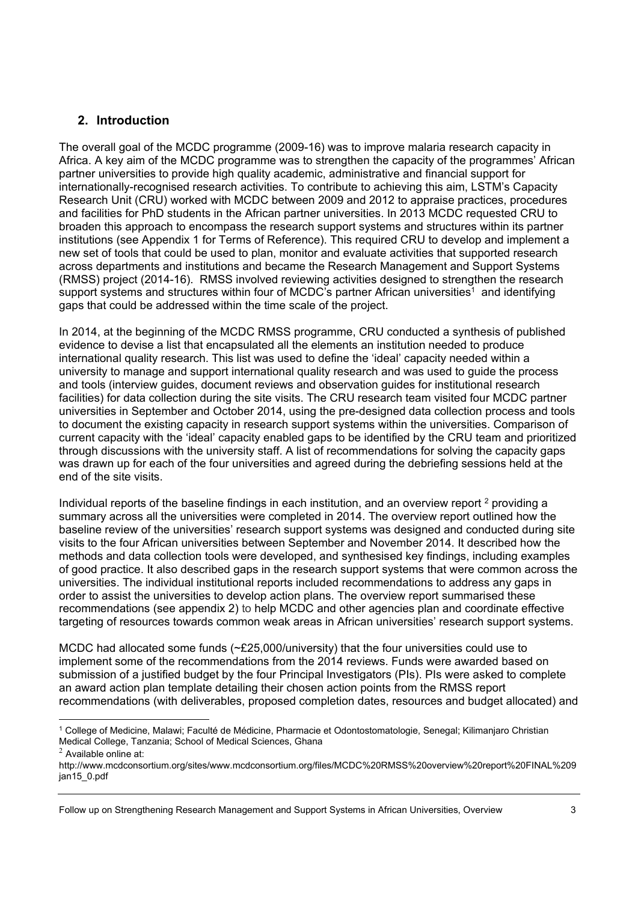## 2. Introduction

The overall goal of the MCDC programme (2009-16) was to improve malaria research capacity in Africa. A key aim of the MCDC programme was to strengthen the capacity of the programmes' African partner universities to provide high quality academic, administrative and financial support for internationally-recognised research activities. To contribute to achieving this aim, LSTM's Capacity Research Unit (CRU) worked with MCDC between 2009 and 2012 to appraise practices, procedures and facilities for PhD students in the African partner universities. In 2013 MCDC requested CRU to broaden this approach to encompass the research support systems and structures within its partner institutions (see Appendix 1 for Terms of Reference). This required CRU to develop and implement a new set of tools that could be used to plan, monitor and evaluate activities that supported research across departments and institutions and became the Research Management and Support Systems (RMSS) project (2014-16). RMSS involved reviewing activities designed to strengthen the research support systems and structures within four of MCDC's partner African universities[1] and identifying gaps that could be addressed within the time scale of the project.

In 2014, at the beginning of the MCDC RMSS programme, CRU conducted a synthesis of published evidence to devise a list that encapsulated all the elements an institution needed to produce international quality research. This list was used to define the 'ideal' capacity needed within a university to manage and support international quality research and was used to guide the process and tools (interview guides, document reviews and observation guides for institutional research facilities) for data collection during the site visits. The CRU research team visited four MCDC partner universities in September and October 2014, using the pre-designed data collection process and tools to document the existing capacity in research support systems within the universities. Comparison of current capacity with the 'ideal' capacity enabled gaps to be identified by the CRU team and prioritized through discussions with the university staff. A list of recommendations for solving the capacity gaps was drawn up for each of the four universities and agreed during the debriefing sessions held at the end of the site visits.

Individual reports of the baseline findings in each institution, and an overview report [2] providing a summary across all the universities were completed in 2014. The overview report outlined how the baseline review of the universities' research support systems was designed and conducted during site visits to the four African universities between September and November 2014. It described how the methods and data collection tools were developed, and synthesised key findings, including examples of good practice. It also described gaps in the research support systems that were common across the universities. The individual institutional reports included recommendations to address any gaps in order to assist the universities to develop action plans. The overview report summarised these recommendations (see appendix 2) to help MCDC and other agencies plan and coordinate effective targeting of resources towards common weak areas in African universities' research support systems.

MCDC had allocated some funds (~£25,000/university) that the four universities could use to implement some of the recommendations from the 2014 reviews. Funds were awarded based on submission of a justified budget by the four Principal Investigators (PIs). PIs were asked to complete an award action plan template detailing their chosen action points from the RMSS report recommendations (with deliverables, proposed completion dates, resources and budget allocated) and

---

[1] College of Medicine, Malawi; Faculté de Médicine, Pharmacie et Odontostomatologie, Senegal; Kilimanjaro Christian Medical College, Tanzania; School of Medical Sciences, Ghana

[2] Available online at: http://www.mcdconsortium.org/sites/www.mcdconsortium.org/files/MCDC%20RMSS%20overview%20report%20FINAL%209jan15_0.pdf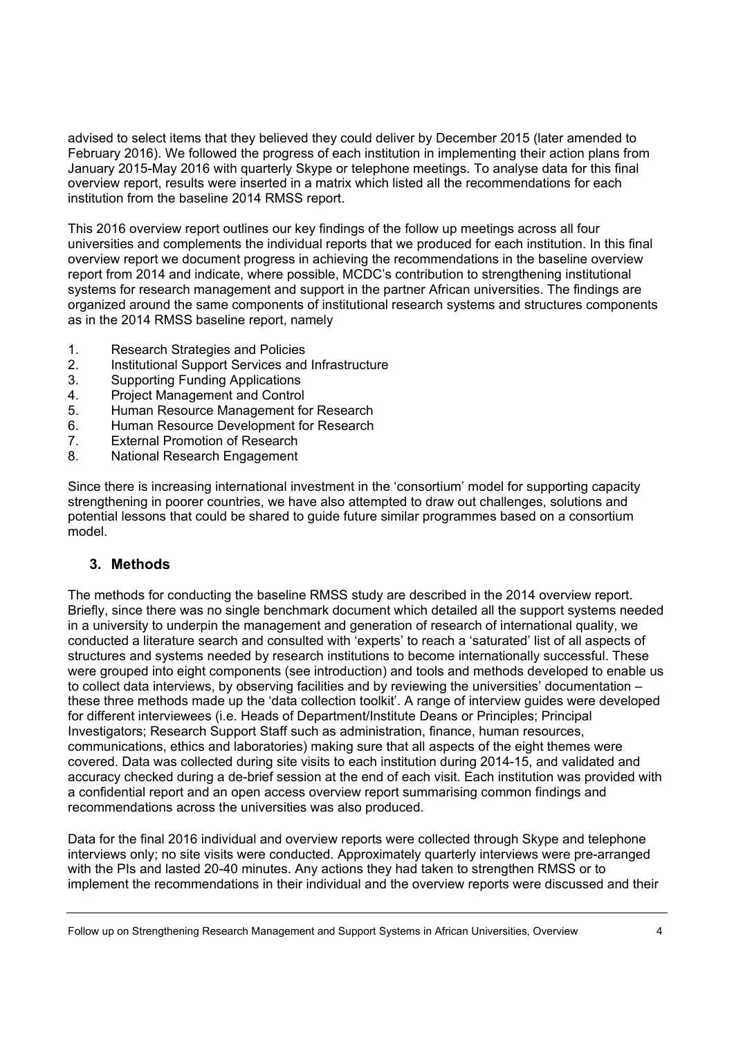advised to select items that they believed they could deliver by December 2015 (later amended to February 2016). We followed the progress of each institution in implementing their action plans from January 2015-May 2016 with quarterly Skype or telephone meetings. To analyse data for this final overview report, results were inserted in a matrix which listed all the recommendations for each institution from the baseline 2014 RMSS report.

This 2016 overview report outlines our key findings of the follow up meetings across all four universities and complements the individual reports that we produced for each institution. In this final overview report we document progress in achieving the recommendations in the baseline overview report from 2014 and indicate, where possible, MCDC's contribution to strengthening institutional systems for research management and support in the partner African universities. The findings are organized around the same components of institutional research systems and structures components as in the 2014 RMSS baseline report, namely

1. Research Strategies and Policies
2. Institutional Support Services and Infrastructure
3. Supporting Funding Applications
4. Project Management and Control
5. Human Resource Management for Research
6. Human Resource Development for Research
7. External Promotion of Research
8. National Research Engagement

Since there is increasing international investment in the 'consortium' model for supporting capacity strengthening in poorer countries, we have also attempted to draw out challenges, solutions and potential lessons that could be shared to guide future similar programmes based on a consortium model.

## 3. Methods

The methods for conducting the baseline RMSS study are described in the 2014 overview report. Briefly, since there was no single benchmark document which detailed all the support systems needed in a university to underpin the management and generation of research of international quality, we conducted a literature search and consulted with 'experts' to reach a 'saturated' list of all aspects of structures and systems needed by research institutions to become internationally successful. These were grouped into eight components (see introduction) and tools and methods developed to enable us to collect data interviews, by observing facilities and by reviewing the universities' documentation – these three methods made up the 'data collection toolkit'. A range of interview guides were developed for different interviewees (i.e. Heads of Department/Institute Deans or Principles; Principal Investigators; Research Support Staff such as administration, finance, human resources, communications, ethics and laboratories) making sure that all aspects of the eight themes were covered. Data was collected during site visits to each institution during 2014-15, and validated and accuracy checked during a de-brief session at the end of each visit. Each institution was provided with a confidential report and an open access overview report summarising common findings and recommendations across the universities was also produced.

Data for the final 2016 individual and overview reports were collected through Skype and telephone interviews only; no site visits were conducted. Approximately quarterly interviews were pre-arranged with the PIs and lasted 20-40 minutes. Any actions they had taken to strengthen RMSS or to implement the recommendations in their individual and the overview reports were discussed and their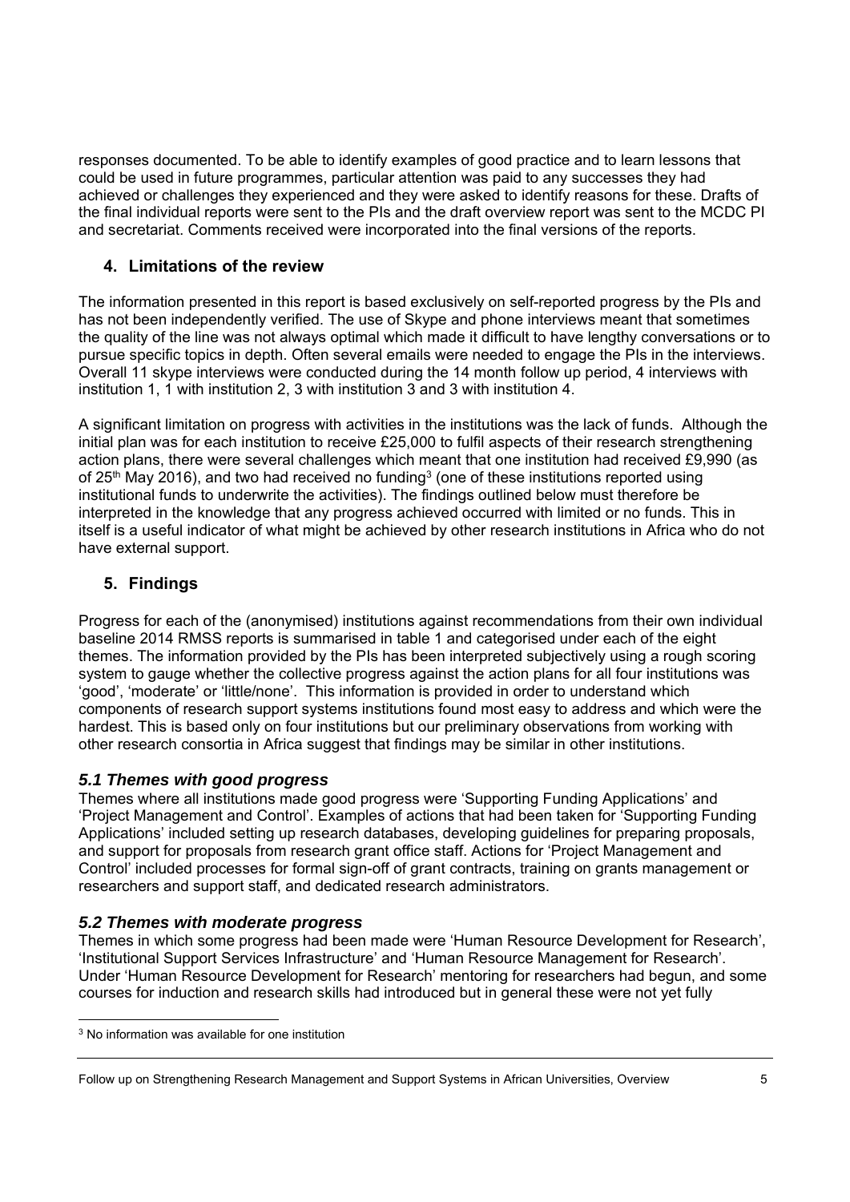responses documented. To be able to identify examples of good practice and to learn lessons that could be used in future programmes, particular attention was paid to any successes they had achieved or challenges they experienced and they were asked to identify reasons for these. Drafts of the final individual reports were sent to the PIs and the draft overview report was sent to the MCDC PI and secretariat. Comments received were incorporated into the final versions of the reports.

## 4. Limitations of the review

The information presented in this report is based exclusively on self-reported progress by the PIs and has not been independently verified. The use of Skype and phone interviews meant that sometimes the quality of the line was not always optimal which made it difficult to have lengthy conversations or to pursue specific topics in depth. Often several emails were needed to engage the PIs in the interviews. Overall 11 skype interviews were conducted during the 14 month follow up period, 4 interviews with institution 1, 1 with institution 2, 3 with institution 3 and 3 with institution 4.

A significant limitation on progress with activities in the institutions was the lack of funds. Although the initial plan was for each institution to receive £25,000 to fulfil aspects of their research strengthening action plans, there were several challenges which meant that one institution had received £9,990 (as of 25th May 2016), and two had received no funding[3] (one of these institutions reported using institutional funds to underwrite the activities). The findings outlined below must therefore be interpreted in the knowledge that any progress achieved occurred with limited or no funds. This in itself is a useful indicator of what might be achieved by other research institutions in Africa who do not have external support.

## 5. Findings

Progress for each of the (anonymised) institutions against recommendations from their own individual baseline 2014 RMSS reports is summarised in table 1 and categorised under each of the eight themes. The information provided by the PIs has been interpreted subjectively using a rough scoring system to gauge whether the collective progress against the action plans for all four institutions was 'good', 'moderate' or 'little/none'. This information is provided in order to understand which components of research support systems institutions found most easy to address and which were the hardest. This is based only on four institutions but our preliminary observations from working with other research consortia in Africa suggest that findings may be similar in other institutions.

### *5.1 Themes with good progress*

Themes where all institutions made good progress were 'Supporting Funding Applications' and 'Project Management and Control'. Examples of actions that had been taken for 'Supporting Funding Applications' included setting up research databases, developing guidelines for preparing proposals, and support for proposals from research grant office staff. Actions for 'Project Management and Control' included processes for formal sign-off of grant contracts, training on grants management or researchers and support staff, and dedicated research administrators.

### *5.2 Themes with moderate progress*

Themes in which some progress had been made were 'Human Resource Development for Research', 'Institutional Support Services Infrastructure' and 'Human Resource Management for Research'. Under 'Human Resource Development for Research' mentoring for researchers had begun, and some courses for induction and research skills had introduced but in general these were not yet fully

[3] No information was available for one institution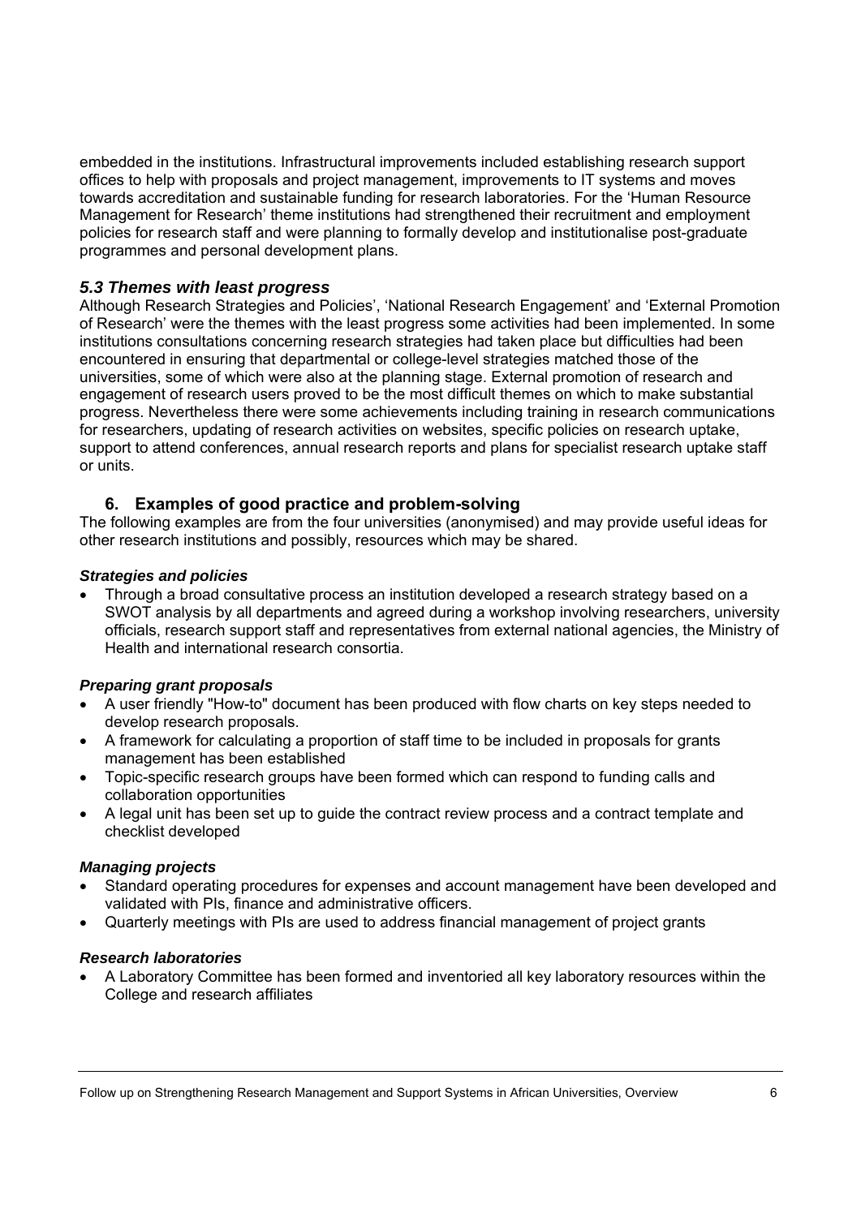embedded in the institutions. Infrastructural improvements included establishing research support offices to help with proposals and project management, improvements to IT systems and moves towards accreditation and sustainable funding for research laboratories. For the 'Human Resource Management for Research' theme institutions had strengthened their recruitment and employment policies for research staff and were planning to formally develop and institutionalise post-graduate programmes and personal development plans.

### *5.3 Themes with least progress*

Although Research Strategies and Policies', 'National Research Engagement' and 'External Promotion of Research' were the themes with the least progress some activities had been implemented. In some institutions consultations concerning research strategies had taken place but difficulties had been encountered in ensuring that departmental or college-level strategies matched those of the universities, some of which were also at the planning stage. External promotion of research and engagement of research users proved to be the most difficult themes on which to make substantial progress. Nevertheless there were some achievements including training in research communications for researchers, updating of research activities on websites, specific policies on research uptake, support to attend conferences, annual research reports and plans for specialist research uptake staff or units.

## 6. Examples of good practice and problem-solving

The following examples are from the four universities (anonymised) and may provide useful ideas for other research institutions and possibly, resources which may be shared.

#### *Strategies and policies*

- Through a broad consultative process an institution developed a research strategy based on a SWOT analysis by all departments and agreed during a workshop involving researchers, university officials, research support staff and representatives from external national agencies, the Ministry of Health and international research consortia.

#### *Preparing grant proposals*

- A user friendly "How-to" document has been produced with flow charts on key steps needed to develop research proposals.
- A framework for calculating a proportion of staff time to be included in proposals for grants management has been established
- Topic-specific research groups have been formed which can respond to funding calls and collaboration opportunities
- A legal unit has been set up to guide the contract review process and a contract template and checklist developed

#### *Managing projects*

- Standard operating procedures for expenses and account management have been developed and validated with PIs, finance and administrative officers.
- Quarterly meetings with PIs are used to address financial management of project grants

#### *Research laboratories*

- A Laboratory Committee has been formed and inventoried all key laboratory resources within the College and research affiliates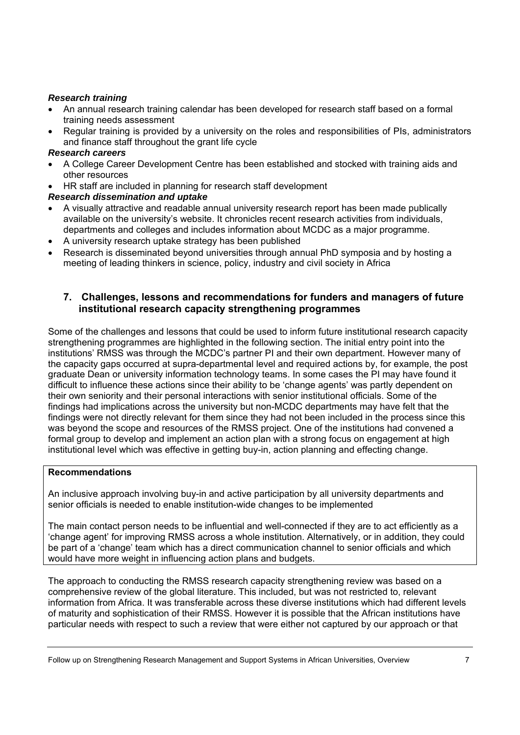***Research training***

- An annual research training calendar has been developed for research staff based on a formal training needs assessment
- Regular training is provided by a university on the roles and responsibilities of PIs, administrators and finance staff throughout the grant life cycle

***Research careers***

- A College Career Development Centre has been established and stocked with training aids and other resources
- HR staff are included in planning for research staff development

***Research dissemination and uptake***

- A visually attractive and readable annual university research report has been made publically available on the university's website. It chronicles recent research activities from individuals, departments and colleges and includes information about MCDC as a major programme.
- A university research uptake strategy has been published
- Research is disseminated beyond universities through annual PhD symposia and by hosting a meeting of leading thinkers in science, policy, industry and civil society in Africa

## 7. Challenges, lessons and recommendations for funders and managers of future institutional research capacity strengthening programmes

Some of the challenges and lessons that could be used to inform future institutional research capacity strengthening programmes are highlighted in the following section. The initial entry point into the institutions' RMSS was through the MCDC's partner PI and their own department. However many of the capacity gaps occurred at supra-departmental level and required actions by, for example, the post graduate Dean or university information technology teams. In some cases the PI may have found it difficult to influence these actions since their ability to be 'change agents' was partly dependent on their own seniority and their personal interactions with senior institutional officials. Some of the findings had implications across the university but non-MCDC departments may have felt that the findings were not directly relevant for them since they had not been included in the process since this was beyond the scope and resources of the RMSS project. One of the institutions had convened a formal group to develop and implement an action plan with a strong focus on engagement at high institutional level which was effective in getting buy-in, action planning and effecting change.

**Recommendations**

An inclusive approach involving buy-in and active participation by all university departments and senior officials is needed to enable institution-wide changes to be implemented

The main contact person needs to be influential and well-connected if they are to act efficiently as a 'change agent' for improving RMSS across a whole institution. Alternatively, or in addition, they could be part of a 'change' team which has a direct communication channel to senior officials and which would have more weight in influencing action plans and budgets.

The approach to conducting the RMSS research capacity strengthening review was based on a comprehensive review of the global literature. This included, but was not restricted to, relevant information from Africa. It was transferable across these diverse institutions which had different levels of maturity and sophistication of their RMSS. However it is possible that the African institutions have particular needs with respect to such a review that were either not captured by our approach or that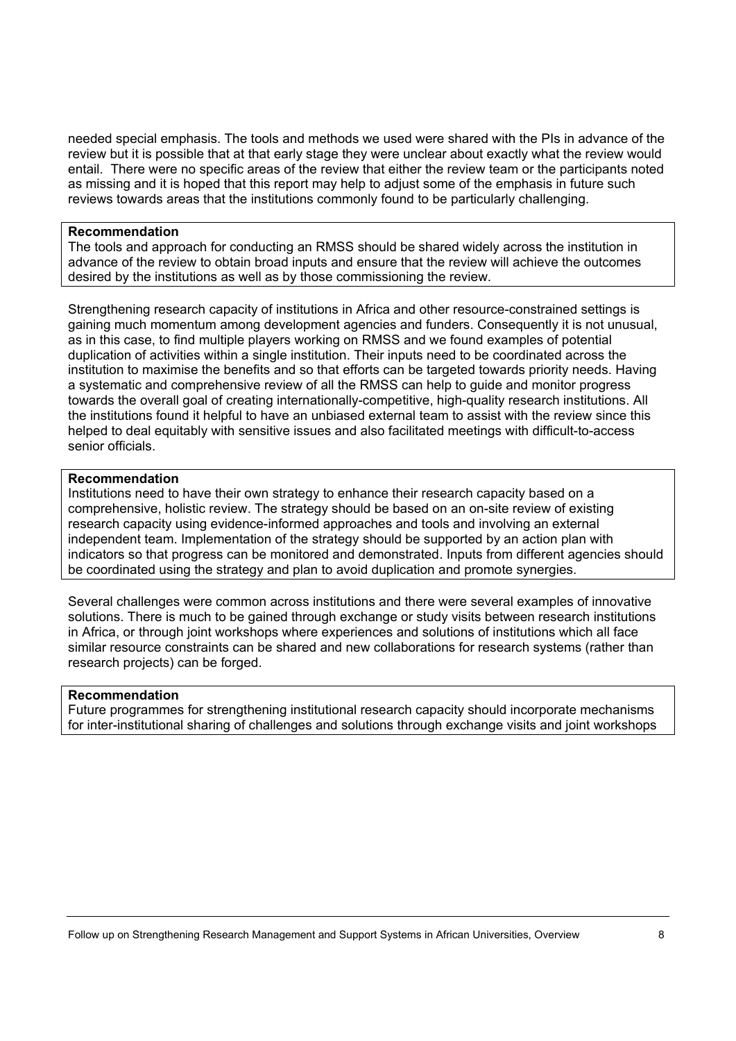needed special emphasis. The tools and methods we used were shared with the PIs in advance of the review but it is possible that at that early stage they were unclear about exactly what the review would entail. There were no specific areas of the review that either the review team or the participants noted as missing and it is hoped that this report may help to adjust some of the emphasis in future such reviews towards areas that the institutions commonly found to be particularly challenging.

> **Recommendation**
> The tools and approach for conducting an RMSS should be shared widely across the institution in advance of the review to obtain broad inputs and ensure that the review will achieve the outcomes desired by the institutions as well as by those commissioning the review.

Strengthening research capacity of institutions in Africa and other resource-constrained settings is gaining much momentum among development agencies and funders. Consequently it is not unusual, as in this case, to find multiple players working on RMSS and we found examples of potential duplication of activities within a single institution. Their inputs need to be coordinated across the institution to maximise the benefits and so that efforts can be targeted towards priority needs. Having a systematic and comprehensive review of all the RMSS can help to guide and monitor progress towards the overall goal of creating internationally-competitive, high-quality research institutions. All the institutions found it helpful to have an unbiased external team to assist with the review since this helped to deal equitably with sensitive issues and also facilitated meetings with difficult-to-access senior officials.

> **Recommendation**
> Institutions need to have their own strategy to enhance their research capacity based on a comprehensive, holistic review. The strategy should be based on an on-site review of existing research capacity using evidence-informed approaches and tools and involving an external independent team. Implementation of the strategy should be supported by an action plan with indicators so that progress can be monitored and demonstrated. Inputs from different agencies should be coordinated using the strategy and plan to avoid duplication and promote synergies.

Several challenges were common across institutions and there were several examples of innovative solutions. There is much to be gained through exchange or study visits between research institutions in Africa, or through joint workshops where experiences and solutions of institutions which all face similar resource constraints can be shared and new collaborations for research systems (rather than research projects) can be forged.

> **Recommendation**
> Future programmes for strengthening institutional research capacity should incorporate mechanisms for inter-institutional sharing of challenges and solutions through exchange visits and joint workshops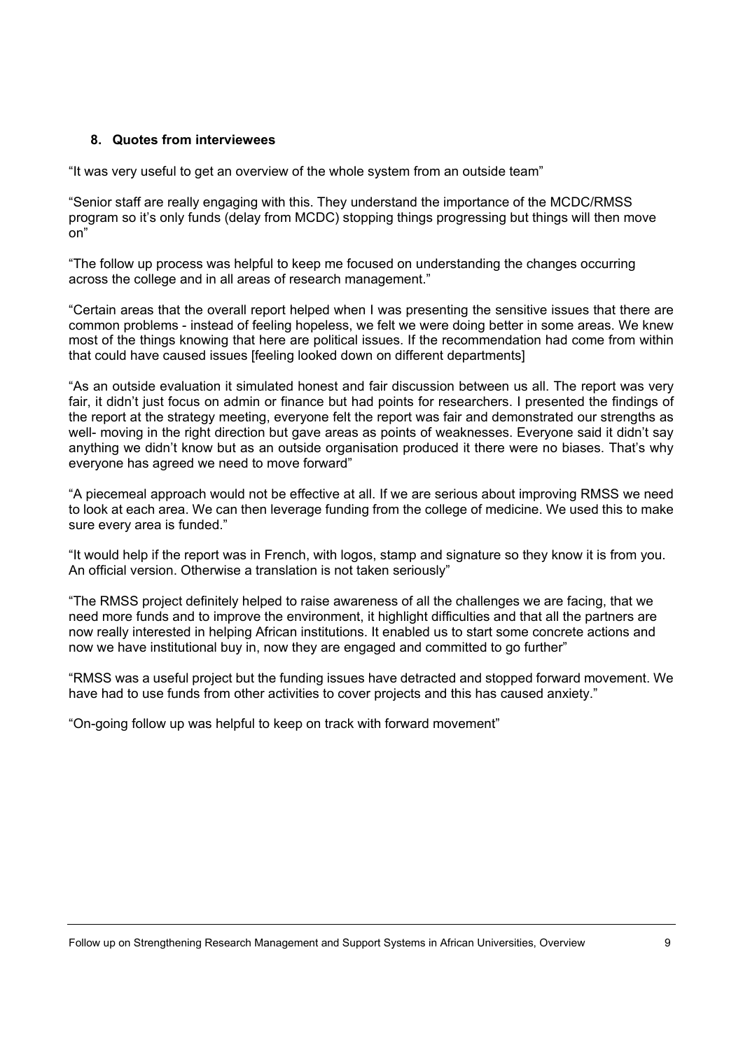## 8. Quotes from interviewees

"It was very useful to get an overview of the whole system from an outside team"

"Senior staff are really engaging with this. They understand the importance of the MCDC/RMSS program so it's only funds (delay from MCDC) stopping things progressing but things will then move on"

"The follow up process was helpful to keep me focused on understanding the changes occurring across the college and in all areas of research management."

"Certain areas that the overall report helped when I was presenting the sensitive issues that there are common problems - instead of feeling hopeless, we felt we were doing better in some areas. We knew most of the things knowing that here are political issues. If the recommendation had come from within that could have caused issues [feeling looked down on different departments]

"As an outside evaluation it simulated honest and fair discussion between us all. The report was very fair, it didn't just focus on admin or finance but had points for researchers. I presented the findings of the report at the strategy meeting, everyone felt the report was fair and demonstrated our strengths as well- moving in the right direction but gave areas as points of weaknesses. Everyone said it didn't say anything we didn't know but as an outside organisation produced it there were no biases. That's why everyone has agreed we need to move forward"

"A piecemeal approach would not be effective at all. If we are serious about improving RMSS we need to look at each area. We can then leverage funding from the college of medicine. We used this to make sure every area is funded."

"It would help if the report was in French, with logos, stamp and signature so they know it is from you. An official version. Otherwise a translation is not taken seriously"

"The RMSS project definitely helped to raise awareness of all the challenges we are facing, that we need more funds and to improve the environment, it highlight difficulties and that all the partners are now really interested in helping African institutions. It enabled us to start some concrete actions and now we have institutional buy in, now they are engaged and committed to go further"

"RMSS was a useful project but the funding issues have detracted and stopped forward movement. We have had to use funds from other activities to cover projects and this has caused anxiety."

"On-going follow up was helpful to keep on track with forward movement"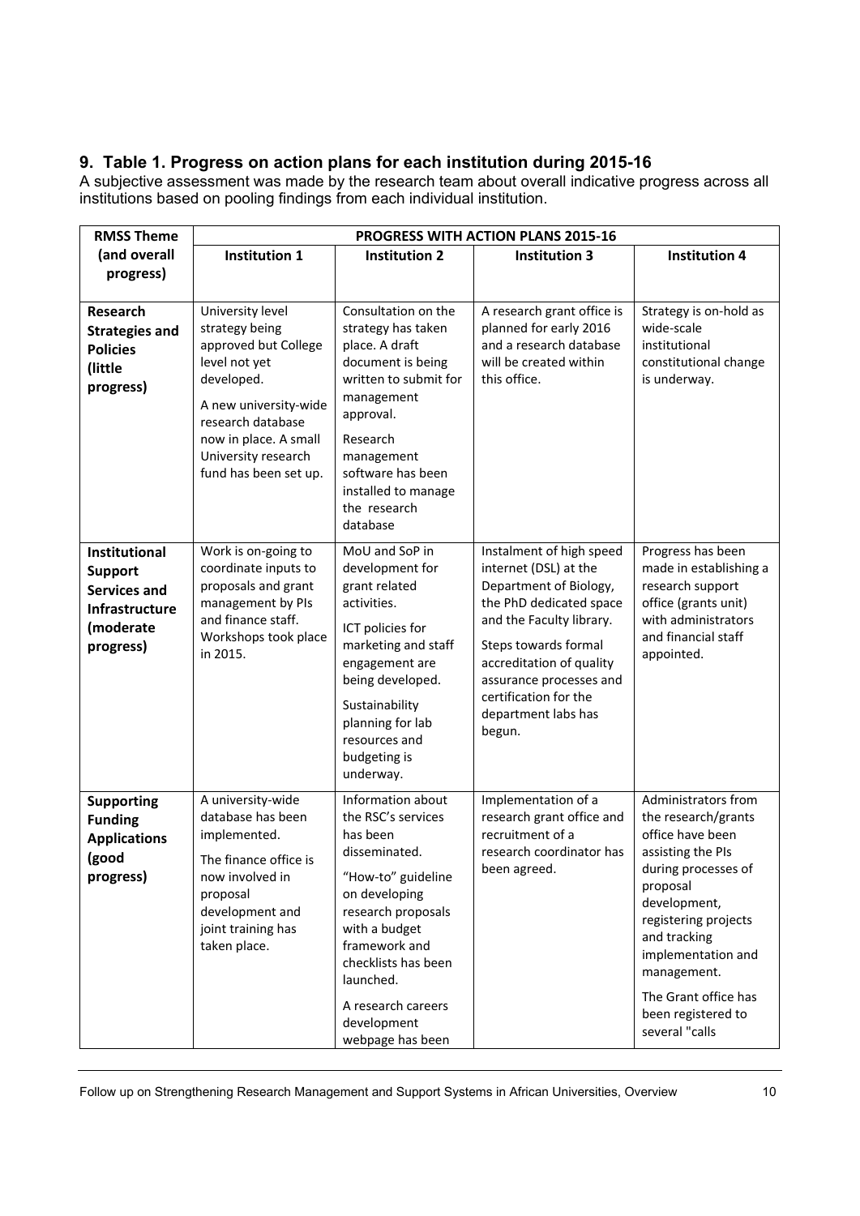## 9. Table 1. Progress on action plans for each institution during 2015-16

A subjective assessment was made by the research team about overall indicative progress across all institutions based on pooling findings from each individual institution.

| RMSS Theme (and overall progress) | PROGRESS WITH ACTION PLANS 2015-16 | | | |
|---|---|---|---|---|
| | **Institution 1** | **Institution 2** | **Institution 3** | **Institution 4** |
| **Research Strategies and Policies (little progress)** | University level strategy being approved but College level not yet developed. A new university-wide research database now in place. A small University research fund has been set up. | Consultation on the strategy has taken place. A draft document is being written to submit for management approval. Research management software has been installed to manage the research database | A research grant office is planned for early 2016 and a research database will be created within this office. | Strategy is on-hold as wide-scale institutional constitutional change is underway. |
| **Institutional Support Services and Infrastructure (moderate progress)** | Work is on-going to coordinate inputs to proposals and grant management by PIs and finance staff. Workshops took place in 2015. | MoU and SoP in development for grant related activities. ICT policies for marketing and staff engagement are being developed. Sustainability planning for lab resources and budgeting is underway. | Instalment of high speed internet (DSL) at the Department of Biology, the PhD dedicated space and the Faculty library. Steps towards formal accreditation of quality assurance processes and certification for the department labs has begun. | Progress has been made in establishing a research support office (grants unit) with administrators and financial staff appointed. |
| **Supporting Funding Applications (good progress)** | A university-wide database has been implemented. The finance office is now involved in proposal development and joint training has taken place. | Information about the RSC's services has been disseminated. "How-to" guideline on developing research proposals with a budget framework and checklists has been launched. A research careers development webpage has been | Implementation of a research grant office and recruitment of a research coordinator has been agreed. | Administrators from the research/grants office have been assisting the PIs during processes of proposal development, registering projects and tracking implementation and management. The Grant office has been registered to several "calls |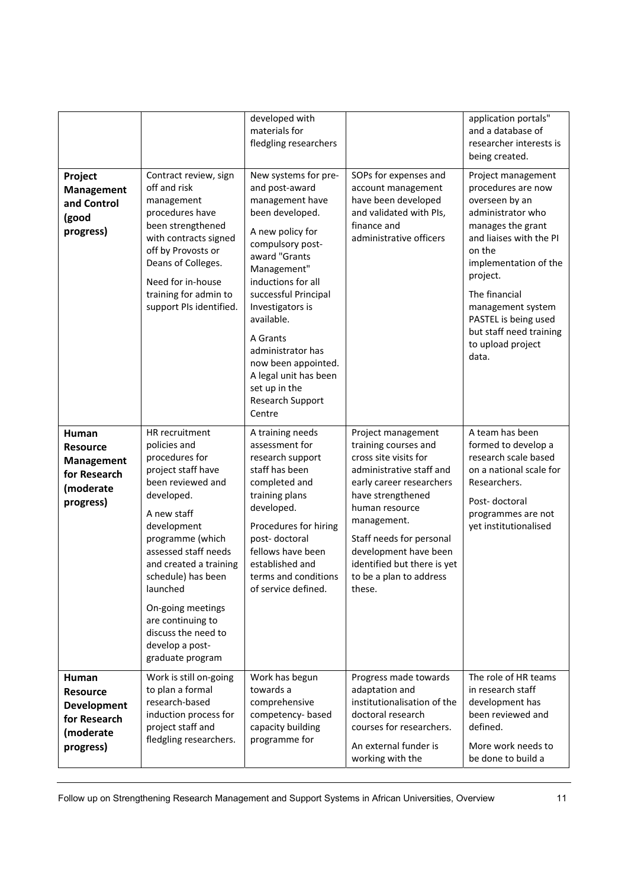|  |  | developed with materials for fledgling researchers |  | application portals" and a database of researcher interests is being created. |
| --- | --- | --- | --- | --- |
| **Project Management and Control (good progress)** | Contract review, sign off and risk management procedures have been strengthened with contracts signed off by Provosts or Deans of Colleges.<br><br>Need for in-house training for admin to support PIs identified. | New systems for pre- and post-award management have been developed.<br><br>A new policy for compulsory post-award "Grants Management" inductions for all successful Principal Investigators is available.<br><br>A Grants administrator has now been appointed. A legal unit has been set up in the Research Support Centre | SOPs for expenses and account management have been developed and validated with PIs, finance and administrative officers | Project management procedures are now overseen by an administrator who manages the grant and liaises with the PI on the implementation of the project.<br><br>The financial management system PASTEL is being used but staff need training to upload project data. |
| **Human Resource Management for Research (moderate progress)** | HR recruitment policies and procedures for project staff have been reviewed and developed.<br><br>A new staff development programme (which assessed staff needs and created a training schedule) has been launched<br><br>On-going meetings are continuing to discuss the need to develop a post-graduate program | A training needs assessment for research support staff has been completed and training plans developed.<br><br>Procedures for hiring post- doctoral fellows have been established and terms and conditions of service defined. | Project management training courses and cross site visits for administrative staff and early career researchers have strengthened human resource management.<br><br>Staff needs for personal development have been identified but there is yet to be a plan to address these. | A team has been formed to develop a research scale based on a national scale for Researchers.<br><br>Post- doctoral programmes are not yet institutionalised |
| **Human Resource Development for Research (moderate progress)** | Work is still on-going to plan a formal research-based induction process for project staff and fledgling researchers. | Work has begun towards a comprehensive competency- based capacity building programme for | Progress made towards adaptation and institutionalisation of the doctoral research courses for researchers.<br><br>An external funder is working with the | The role of HR teams in research staff development has been reviewed and defined.<br><br>More work needs to be done to build a |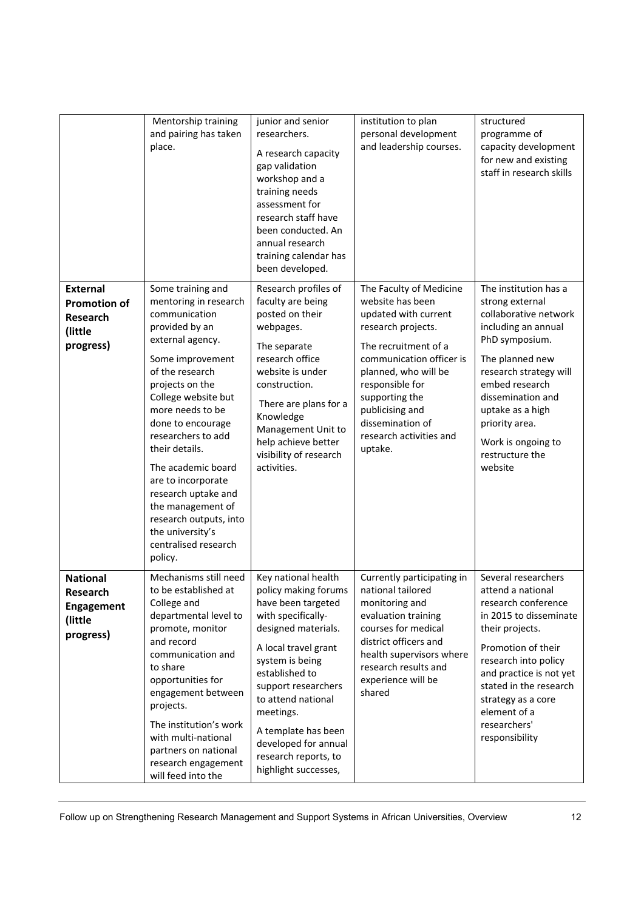| | | | | |
|---|---|---|---|---|
| | Mentorship training and pairing has taken place. | junior and senior researchers. A research capacity gap validation workshop and a training needs assessment for research staff have been conducted. An annual research training calendar has been developed. | institution to plan personal development and leadership courses. | structured programme of capacity development for new and existing staff in research skills |
| **External Promotion of Research (little progress)** | Some training and mentoring in research communication provided by an external agency. Some improvement of the research projects on the College website but more needs to be done to encourage researchers to add their details. The academic board are to incorporate research uptake and the management of research outputs, into the university's centralised research policy. | Research profiles of faculty are being posted on their webpages. The separate research office website is under construction. There are plans for a Knowledge Management Unit to help achieve better visibility of research activities. | The Faculty of Medicine website has been updated with current research projects. The recruitment of a communication officer is planned, who will be responsible for supporting the publicising and dissemination of research activities and uptake. | The institution has a strong external collaborative network including an annual PhD symposium. The planned new research strategy will embed research dissemination and uptake as a high priority area. Work is ongoing to restructure the website |
| **National Research Engagement (little progress)** | Mechanisms still need to be established at College and departmental level to promote, monitor and record communication and to share opportunities for engagement between projects. The institution's work with multi-national partners on national research engagement will feed into the | Key national health policy making forums have been targeted with specifically-designed materials. A local travel grant system is being established to support researchers to attend national meetings. A template has been developed for annual research reports, to highlight successes, | Currently participating in national tailored monitoring and evaluation training courses for medical district officers and health supervisors where research results and experience will be shared | Several researchers attend a national research conference in 2015 to disseminate their projects. Promotion of their research into policy and practice is not yet stated in the research strategy as a core element of a researchers' responsibility |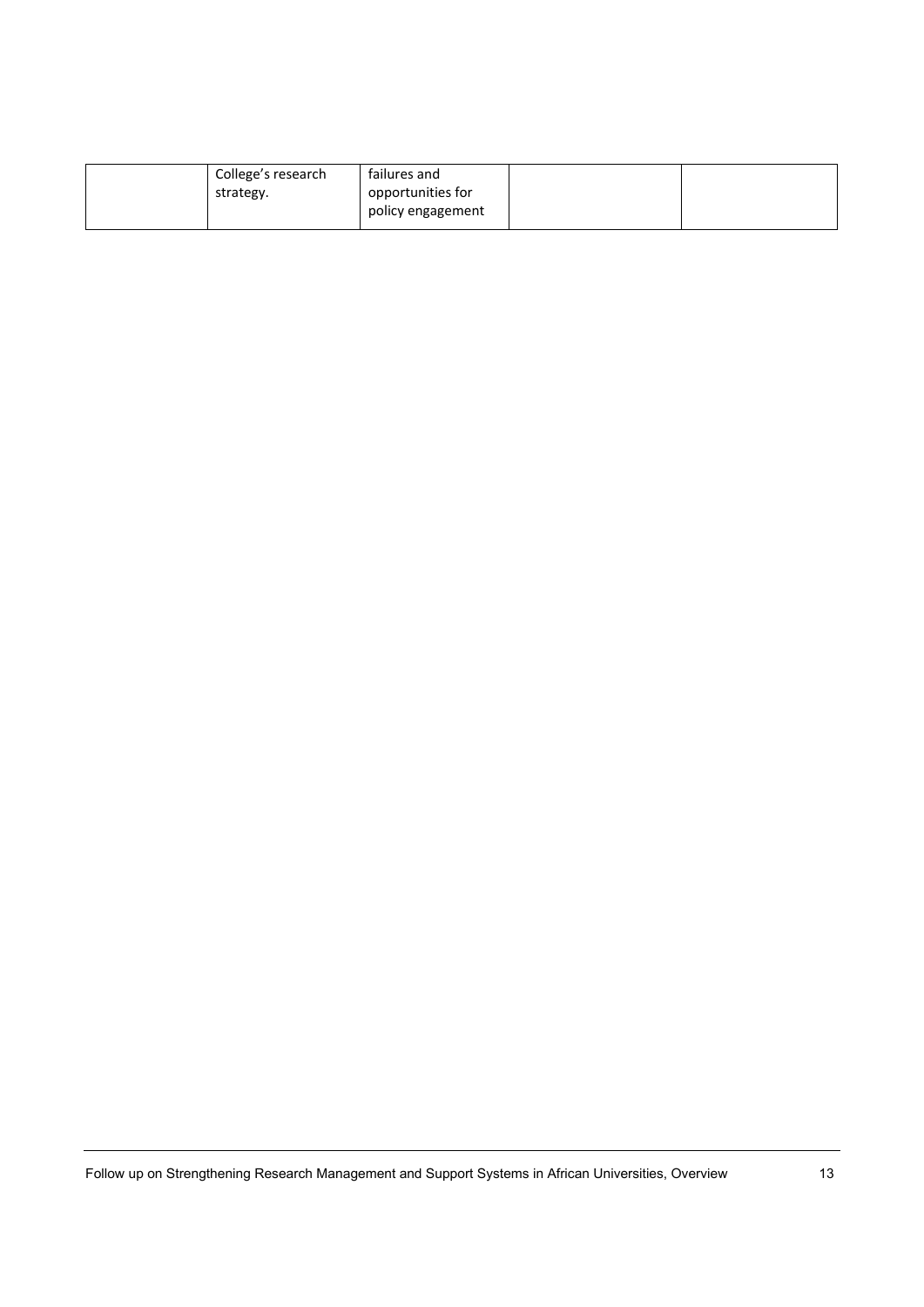|  | College's research strategy. | failures and opportunities for policy engagement |  |  |
|---|---|---|---|---|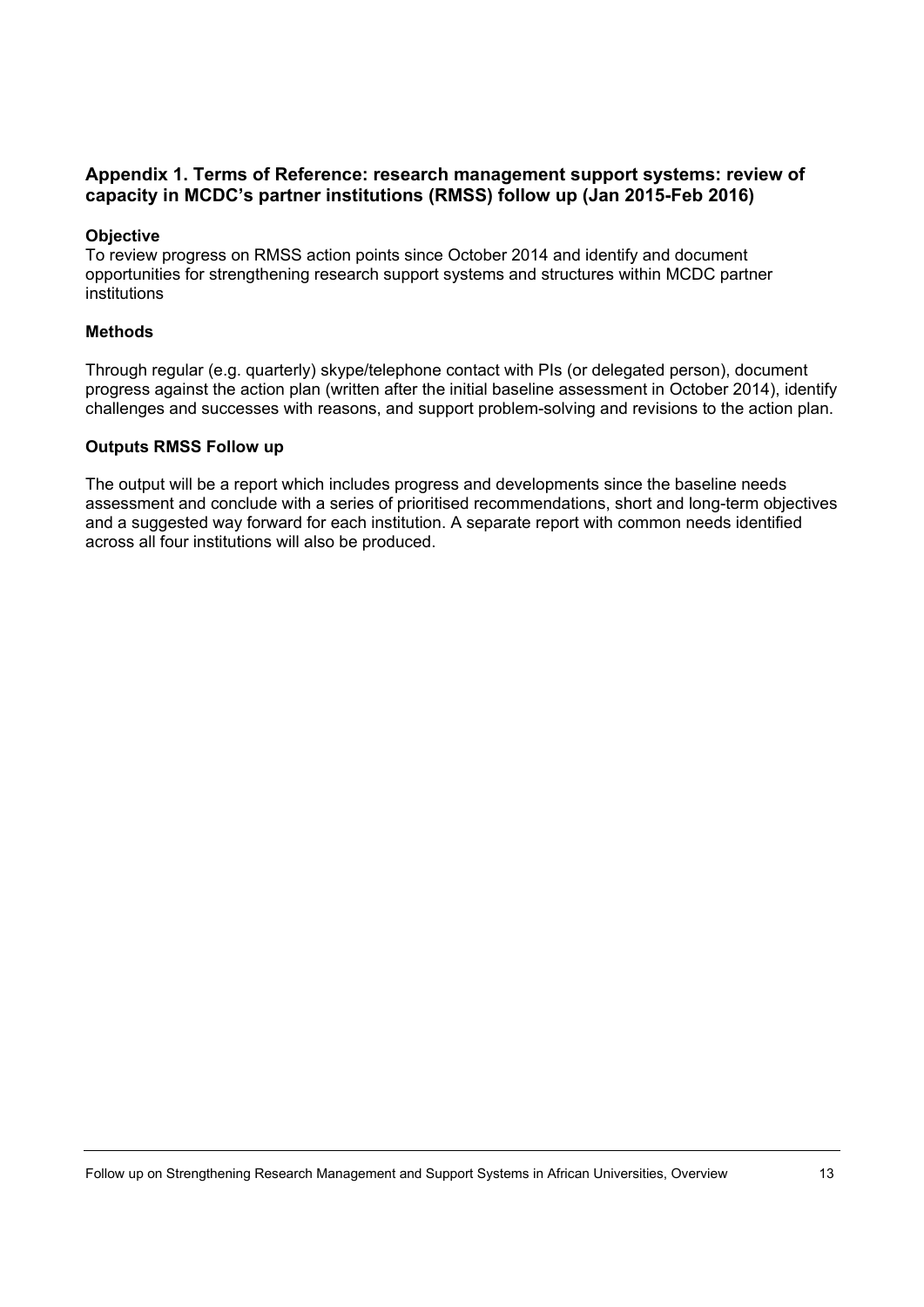## Appendix 1. Terms of Reference: research management support systems: review of capacity in MCDC's partner institutions (RMSS) follow up (Jan 2015-Feb 2016)

### Objective

To review progress on RMSS action points since October 2014 and identify and document opportunities for strengthening research support systems and structures within MCDC partner institutions

### Methods

Through regular (e.g. quarterly) skype/telephone contact with PIs (or delegated person), document progress against the action plan (written after the initial baseline assessment in October 2014), identify challenges and successes with reasons, and support problem-solving and revisions to the action plan.

### Outputs RMSS Follow up

The output will be a report which includes progress and developments since the baseline needs assessment and conclude with a series of prioritised recommendations, short and long-term objectives and a suggested way forward for each institution. A separate report with common needs identified across all four institutions will also be produced.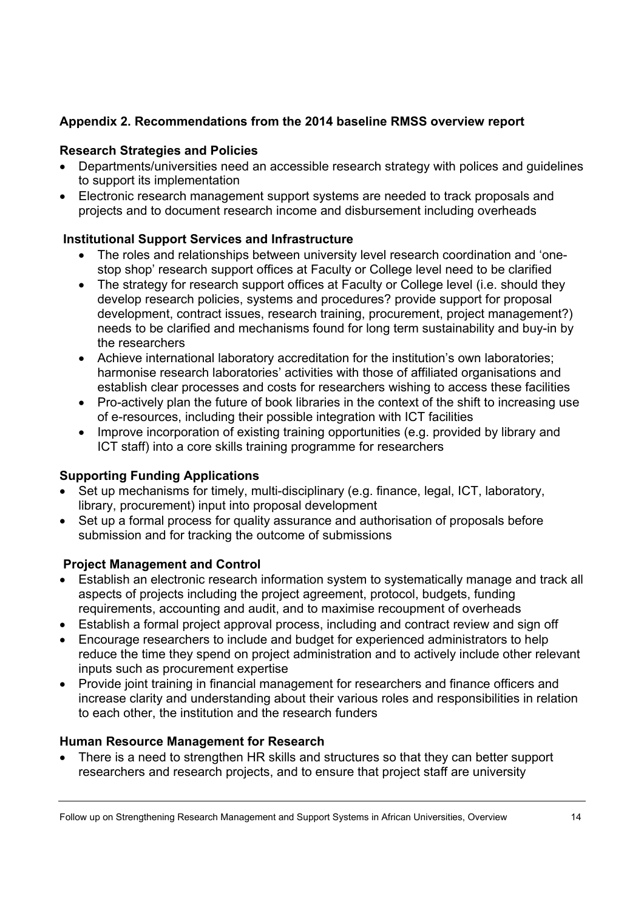## Appendix 2. Recommendations from the 2014 baseline RMSS overview report

### Research Strategies and Policies

- Departments/universities need an accessible research strategy with polices and guidelines to support its implementation
- Electronic research management support systems are needed to track proposals and projects and to document research income and disbursement including overheads

### Institutional Support Services and Infrastructure

- The roles and relationships between university level research coordination and 'one-stop shop' research support offices at Faculty or College level need to be clarified
- The strategy for research support offices at Faculty or College level (i.e. should they develop research policies, systems and procedures? provide support for proposal development, contract issues, research training, procurement, project management?) needs to be clarified and mechanisms found for long term sustainability and buy-in by the researchers
- Achieve international laboratory accreditation for the institution's own laboratories; harmonise research laboratories' activities with those of affiliated organisations and establish clear processes and costs for researchers wishing to access these facilities
- Pro-actively plan the future of book libraries in the context of the shift to increasing use of e-resources, including their possible integration with ICT facilities
- Improve incorporation of existing training opportunities (e.g. provided by library and ICT staff) into a core skills training programme for researchers

### Supporting Funding Applications

- Set up mechanisms for timely, multi-disciplinary (e.g. finance, legal, ICT, laboratory, library, procurement) input into proposal development
- Set up a formal process for quality assurance and authorisation of proposals before submission and for tracking the outcome of submissions

### Project Management and Control

- Establish an electronic research information system to systematically manage and track all aspects of projects including the project agreement, protocol, budgets, funding requirements, accounting and audit, and to maximise recoupment of overheads
- Establish a formal project approval process, including and contract review and sign off
- Encourage researchers to include and budget for experienced administrators to help reduce the time they spend on project administration and to actively include other relevant inputs such as procurement expertise
- Provide joint training in financial management for researchers and finance officers and increase clarity and understanding about their various roles and responsibilities in relation to each other, the institution and the research funders

### Human Resource Management for Research

- There is a need to strengthen HR skills and structures so that they can better support researchers and research projects, and to ensure that project staff are university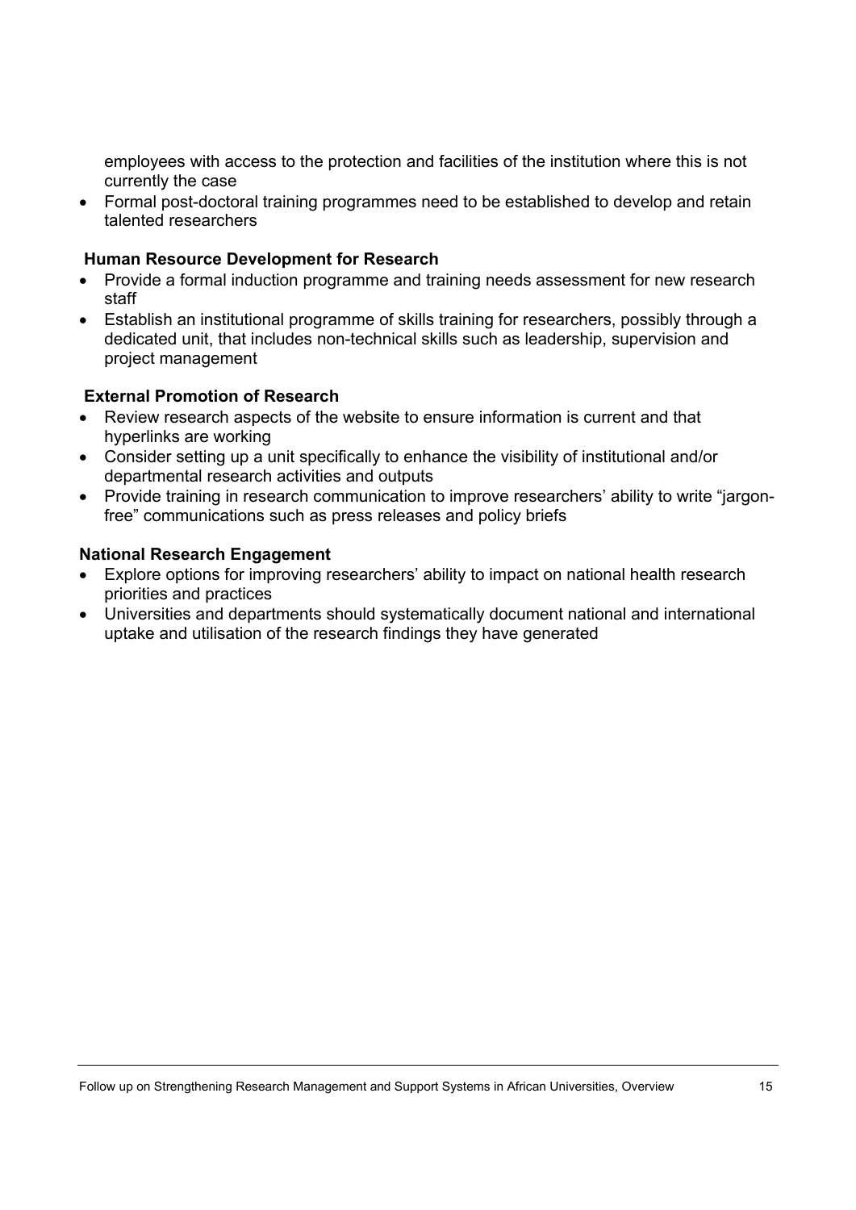employees with access to the protection and facilities of the institution where this is not currently the case

- Formal post-doctoral training programmes need to be established to develop and retain talented researchers

**Human Resource Development for Research**

- Provide a formal induction programme and training needs assessment for new research staff
- Establish an institutional programme of skills training for researchers, possibly through a dedicated unit, that includes non-technical skills such as leadership, supervision and project management

**External Promotion of Research**

- Review research aspects of the website to ensure information is current and that hyperlinks are working
- Consider setting up a unit specifically to enhance the visibility of institutional and/or departmental research activities and outputs
- Provide training in research communication to improve researchers' ability to write "jargon-free" communications such as press releases and policy briefs

**National Research Engagement**

- Explore options for improving researchers' ability to impact on national health research priorities and practices
- Universities and departments should systematically document national and international uptake and utilisation of the research findings they have generated